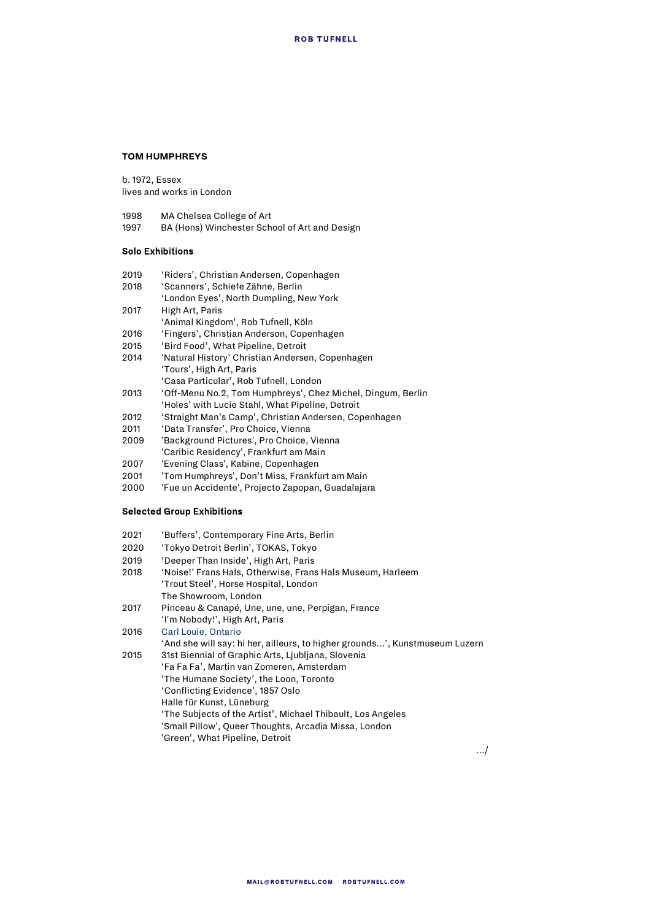## TOM HUMPHREYS

b. 1972, Essex
lives and works in London

1998 MA Chelsea College of Art
1997 BA (Hons) Winchester School of Art and Design

### Solo Exhibitions

2019 'Riders', Christian Andersen, Copenhagen
2018 'Scanners', Schiefe Zähne, Berlin
'London Eyes', North Dumpling, New York
2017 High Art, Paris
'Animal Kingdom', Rob Tufnell, Köln
2016 'Fingers', Christian Anderson, Copenhagen
2015 'Bird Food', What Pipeline, Detroit
2014 'Natural History' Christian Andersen, Copenhagen
'Tours', High Art, Paris
'Casa Particular', Rob Tufnell, London
2013 'Off-Menu No.2, Tom Humphreys', Chez Michel, Dingum, Berlin
'Holes' with Lucie Stahl, What Pipeline, Detroit
2012 'Straight Man's Camp', Christian Andersen, Copenhagen
2011 'Data Transfer', Pro Choice, Vienna
2009 'Background Pictures', Pro Choice, Vienna
'Caribic Residency', Frankfurt am Main
2007 'Evening Class', Kabine, Copenhagen
2001 'Tom Humphreys', Don't Miss, Frankfurt am Main
2000 'Fue un Accidente', Projecto Zapopan, Guadalajara

### Selected Group Exhibitions

2021 'Buffers', Contemporary Fine Arts, Berlin
2020 'Tokyo Detroit Berlin', TOKAS, Tokyo
2019 'Deeper Than Inside', High Art, Paris
2018 'Noise!' Frans Hals, Otherwise, Frans Hals Museum, Harleem
'Trout Steel', Horse Hospital, London
The Showroom, London
2017 Pinceau & Canapé, Une, une, une, Perpigan, France
'I'm Nobody!', High Art, Paris
2016 Carl Louie, Ontario
'And she will say: hi her, ailleurs, to higher grounds…', Kunstmuseum Luzern
2015 31st Biennial of Graphic Arts, Ljubljana, Slovenia
'Fa Fa Fa', Martin van Zomeren, Amsterdam
'The Humane Society', the Loon, Toronto
'Conflicting Evidence', 1857 Oslo
Halle für Kunst, Lüneburg
'The Subjects of the Artist', Michael Thibault, Los Angeles
'Small Pillow', Queer Thoughts, Arcadia Missa, London
'Green', What Pipeline, Detroit

…/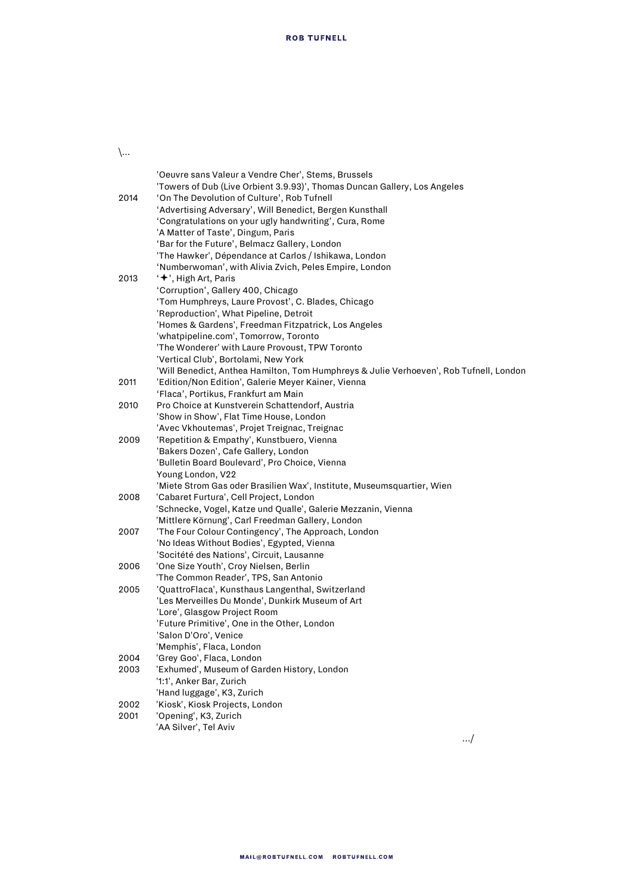\...

| | |
|---|---|
| | 'Oeuvre sans Valeur a Vendre Cher', Stems, Brussels |
| | 'Towers of Dub (Live Orbient 3.9.93)', Thomas Duncan Gallery, Los Angeles |
| 2014 | 'On The Devolution of Culture', Rob Tufnell |
| | 'Advertising Adversary', Will Benedict, Bergen Kunsthall |
| | 'Congratulations on your ugly handwriting', Cura, Rome |
| | 'A Matter of Taste', Dingum, Paris |
| | 'Bar for the Future', Belmacz Gallery, London |
| | 'The Hawker', Dépendance at Carlos / Ishikawa, London |
| | 'Numberwoman', with Alivia Zvich, Peles Empire, London |
| 2013 | '✦', High Art, Paris |
| | 'Corruption', Gallery 400, Chicago |
| | 'Tom Humphreys, Laure Provost', C. Blades, Chicago |
| | 'Reproduction', What Pipeline, Detroit |
| | 'Homes & Gardens', Freedman Fitzpatrick, Los Angeles |
| | 'whatpipeline.com', Tomorrow, Toronto |
| | 'The Wonderer' with Laure Provoust, TPW Toronto |
| | 'Vertical Club', Bortolami, New York |
| | 'Will Benedict, Anthea Hamilton, Tom Humphreys & Julie Verhoeven', Rob Tufnell, London |
| 2011 | 'Edition/Non Edition', Galerie Meyer Kainer, Vienna |
| | 'Flaca', Portikus, Frankfurt am Main |
| 2010 | Pro Choice at Kunstverein Schattendorf, Austria |
| | 'Show in Show', Flat Time House, London |
| | 'Avec Vkhoutemas', Projet Treignac, Treignac |
| 2009 | 'Repetition & Empathy', Kunstbuero, Vienna |
| | 'Bakers Dozen', Cafe Gallery, London |
| | 'Bulletin Board Boulevard', Pro Choice, Vienna |
| | Young London, V22 |
| | 'Miete Strom Gas oder Brasilien Wax', Institute, Museumsquartier, Wien |
| 2008 | 'Cabaret Furtura', Cell Project, London |
| | 'Schnecke, Vogel, Katze und Qualle', Galerie Mezzanin, Vienna |
| | 'Mittlere Körnung', Carl Freedman Gallery, London |
| 2007 | 'The Four Colour Contingency', The Approach, London |
| | 'No Ideas Without Bodies', Egypted, Vienna |
| | 'Socitété des Nations', Circuit, Lausanne |
| 2006 | 'One Size Youth', Croy Nielsen, Berlin |
| | 'The Common Reader', TPS, San Antonio |
| 2005 | 'QuattroFlaca', Kunsthaus Langenthal, Switzerland |
| | 'Les Merveilles Du Monde', Dunkirk Museum of Art |
| | 'Lore', Glasgow Project Room |
| | 'Future Primitive', One in the Other, London |
| | 'Salon D'Oro', Venice |
| | 'Memphis', Flaca, London |
| 2004 | 'Grey Goo', Flaca, London |
| 2003 | 'Exhumed', Museum of Garden History, London |
| | '1:1', Anker Bar, Zurich |
| | 'Hand luggage', K3, Zurich |
| 2002 | 'Kiosk', Kiosk Projects, London |
| 2001 | 'Opening', K3, Zurich |
| | 'AA Silver', Tel Aviv |

.../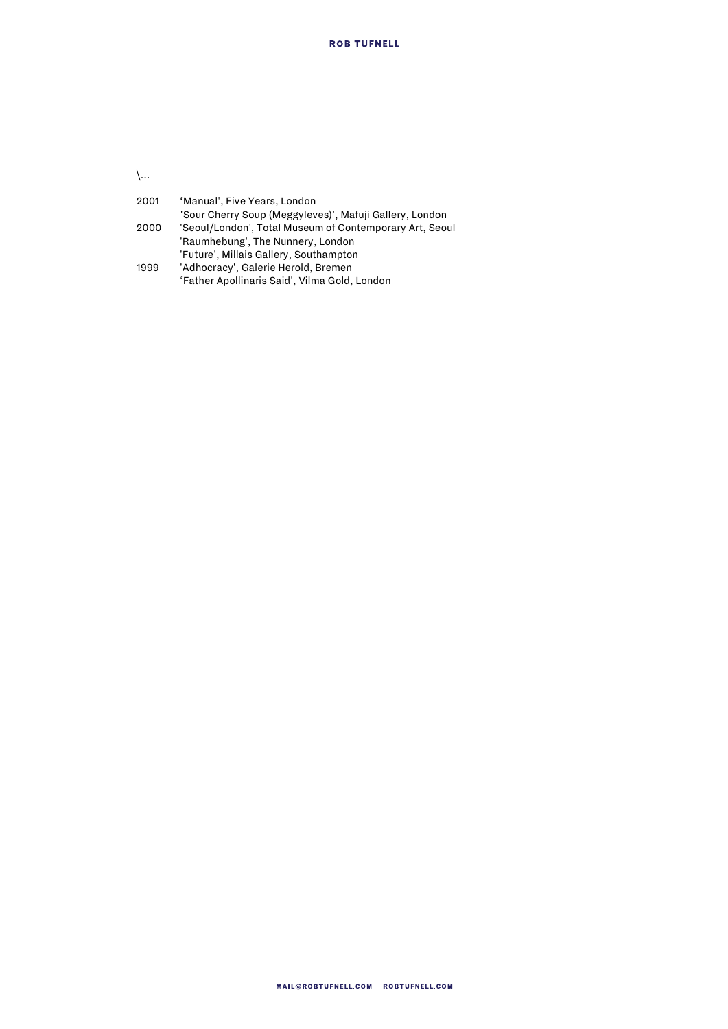\...

| | |
|---|---|
| 2001 | 'Manual', Five Years, London |
| | 'Sour Cherry Soup (Meggyleves)', Mafuji Gallery, London |
| 2000 | 'Seoul/London', Total Museum of Contemporary Art, Seoul |
| | 'Raumhebung', The Nunnery, London |
| | 'Future', Millais Gallery, Southampton |
| 1999 | 'Adhocracy', Galerie Herold, Bremen |
| | 'Father Apollinaris Said', Vilma Gold, London |